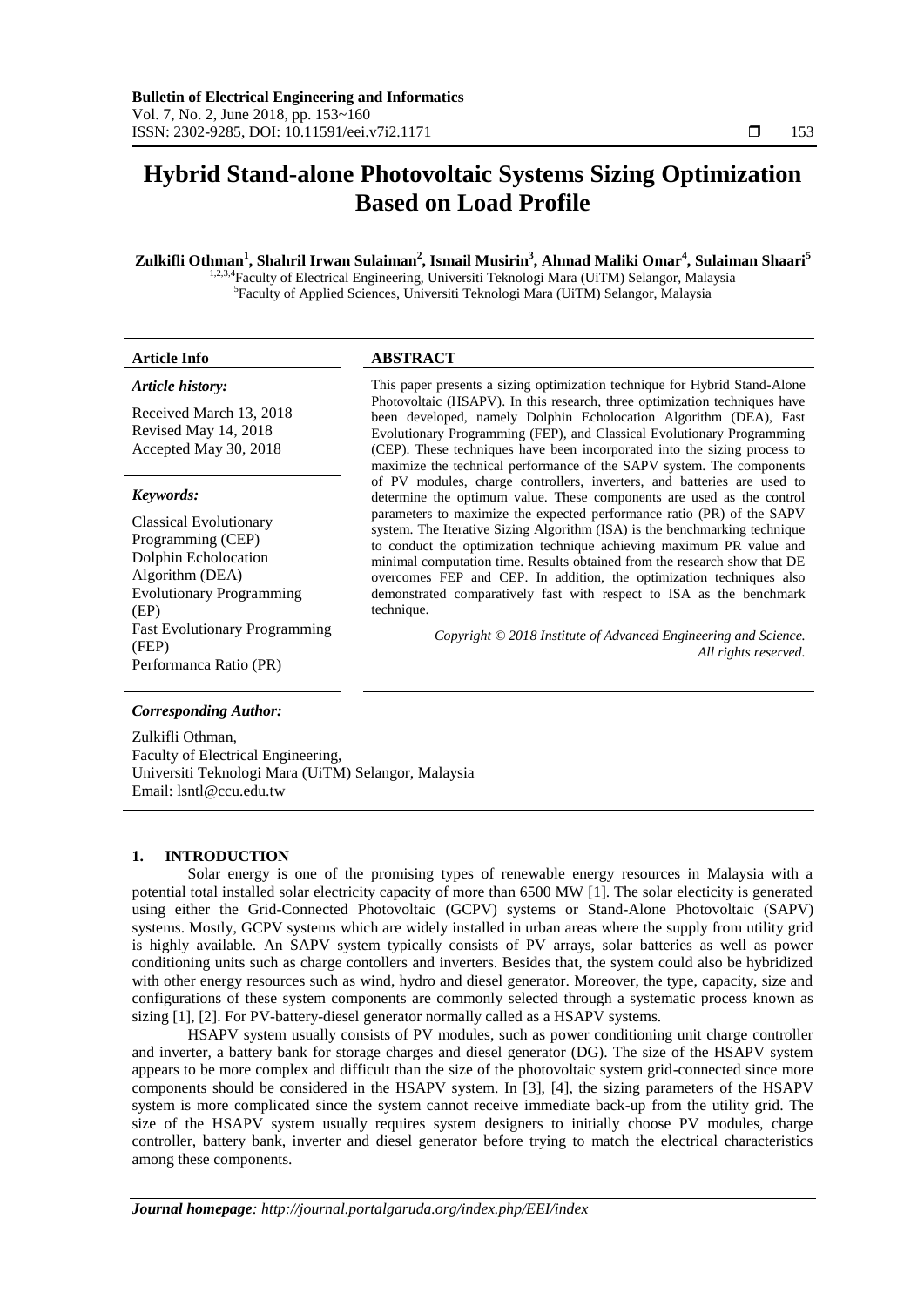# Hybrid Stand-alone Photovoltaic Systems Sizing Optimization Based on Load Profile

**Zulkifli Othman[1], Shahril Irwan Sulaiman[2], Ismail Musirin[3], Ahmad Maliki Omar[4], Sulaiman Shaari[5]**

[1,2,3,4]Faculty of Electrical Engineering, Universiti Teknologi Mara (UiTM) Selangor, Malaysia
[5]Faculty of Applied Sciences, Universiti Teknologi Mara (UiTM) Selangor, Malaysia

**Article Info**

*Article history:*

Received March 13, 2018
Revised May 14, 2018
Accepted May 30, 2018

*Keywords:*

Classical Evolutionary Programming (CEP)
Dolphin Echolocation Algorithm (DEA)
Evolutionary Programming (EP)
Fast Evolutionary Programming (FEP)
Performanca Ratio (PR)

**ABSTRACT**

This paper presents a sizing optimization technique for Hybrid Stand-Alone Photovoltaic (HSAPV). In this research, three optimization techniques have been developed, namely Dolphin Echolocation Algorithm (DEA), Fast Evolutionary Programming (FEP), and Classical Evolutionary Programming (CEP). These techniques have been incorporated into the sizing process to maximize the technical performance of the SAPV system. The components of PV modules, charge controllers, inverters, and batteries are used to determine the optimum value. These components are used as the control parameters to maximize the expected performance ratio (PR) of the SAPV system. The Iterative Sizing Algorithm (ISA) is the benchmarking technique to conduct the optimization technique achieving maximum PR value and minimal computation time. Results obtained from the research show that DE overcomes FEP and CEP. In addition, the optimization techniques also demonstrated comparatively fast with respect to ISA as the benchmark technique.

*Copyright © 2018 Institute of Advanced Engineering and Science. All rights reserved.*

*Corresponding Author:*

Zulkifli Othman,
Faculty of Electrical Engineering,
Universiti Teknologi Mara (UiTM) Selangor, Malaysia
Email: lsntl@ccu.edu.tw

## 1. INTRODUCTION

Solar energy is one of the promising types of renewable energy resources in Malaysia with a potential total installed solar electricity capacity of more than 6500 MW [1]. The solar electicity is generated using either the Grid-Connected Photovoltaic (GCPV) systems or Stand-Alone Photovoltaic (SAPV) systems. Mostly, GCPV systems which are widely installed in urban areas where the supply from utility grid is highly available. An SAPV system typically consists of PV arrays, solar batteries as well as power conditioning units such as charge contollers and inverters. Besides that, the system could also be hybridized with other energy resources such as wind, hydro and diesel generator. Moreover, the type, capacity, size and configurations of these system components are commonly selected through a systematic process known as sizing [1], [2]. For PV-battery-diesel generator normally called as a HSAPV systems.

HSAPV system usually consists of PV modules, such as power conditioning unit charge controller and inverter, a battery bank for storage charges and diesel generator (DG). The size of the HSAPV system appears to be more complex and difficult than the size of the photovoltaic system grid-connected since more components should be considered in the HSAPV system. In [3], [4], the sizing parameters of the HSAPV system is more complicated since the system cannot receive immediate back-up from the utility grid. The size of the HSAPV system usually requires system designers to initially choose PV modules, charge controller, battery bank, inverter and diesel generator before trying to match the electrical characteristics among these components.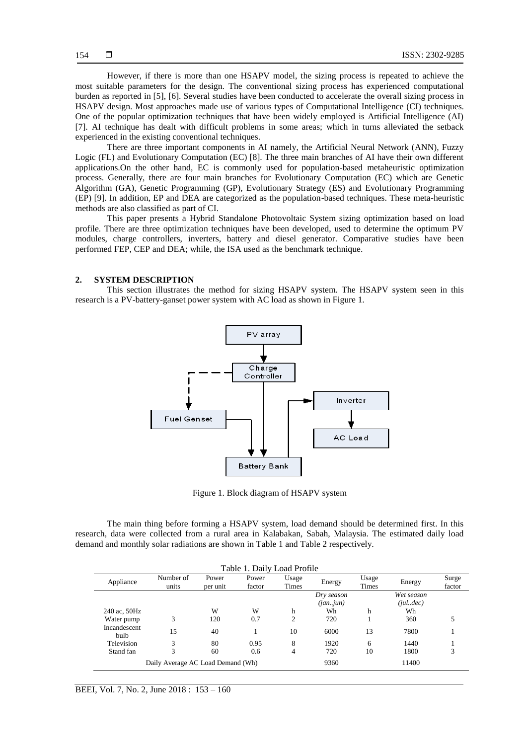However, if there is more than one HSAPV model, the sizing process is repeated to achieve the most suitable parameters for the design. The conventional sizing process has experienced computational burden as reported in [5], [6]. Several studies have been conducted to accelerate the overall sizing process in HSAPV design. Most approaches made use of various types of Computational Intelligence (CI) techniques. One of the popular optimization techniques that have been widely employed is Artificial Intelligence (AI) [7]. AI technique has dealt with difficult problems in some areas; which in turns alleviated the setback experienced in the existing conventional techniques.

There are three important components in AI namely, the Artificial Neural Network (ANN), Fuzzy Logic (FL) and Evolutionary Computation (EC) [8]. The three main branches of AI have their own different applications.On the other hand, EC is commonly used for population-based metaheuristic optimization process. Generally, there are four main branches for Evolutionary Computation (EC) which are Genetic Algorithm (GA), Genetic Programming (GP), Evolutionary Strategy (ES) and Evolutionary Programming (EP) [9]. In addition, EP and DEA are categorized as the population-based techniques. These meta-heuristic methods are also classified as part of CI.

This paper presents a Hybrid Standalone Photovoltaic System sizing optimization based on load profile. There are three optimization techniques have been developed, used to determine the optimum PV modules, charge controllers, inverters, battery and diesel generator. Comparative studies have been performed FEP, CEP and DEA; while, the ISA used as the benchmark technique.

## 2. SYSTEM DESCRIPTION

This section illustrates the method for sizing HSAPV system. The HSAPV system seen in this research is a PV-battery-ganset power system with AC load as shown in Figure 1.

Figure 1. Block diagram of HSAPV system

The main thing before forming a HSAPV system, load demand should be determined first. In this research, data were collected from a rural area in Kalabakan, Sabah, Malaysia. The estimated daily load demand and monthly solar radiations are shown in Table 1 and Table 2 respectively.

Table 1. Daily Load Profile

| Appliance | Number of units | Power per unit | Power factor | Usage Times | Energy | Usage Times | Energy | Surge factor |
|---|---|---|---|---|---|---|---|---|
| | | | | | *Dry season (jan..jun)* | | *Wet season (jul..dec)* | |
| 240 ac, 50Hz | | W | W | h | Wh | h | Wh | |
| Water pump | 3 | 120 | 0.7 | 2 | 720 | 1 | 360 | 5 |
| Incandescent bulb | 15 | 40 | 1 | 10 | 6000 | 13 | 7800 | 1 |
| Television | 3 | 80 | 0.95 | 8 | 1920 | 6 | 1440 | 1 |
| Stand fan | 3 | 60 | 0.6 | 4 | 720 | 10 | 1800 | 3 |
| Daily Average AC Load Demand (Wh) | | | | | 9360 | | 11400 | |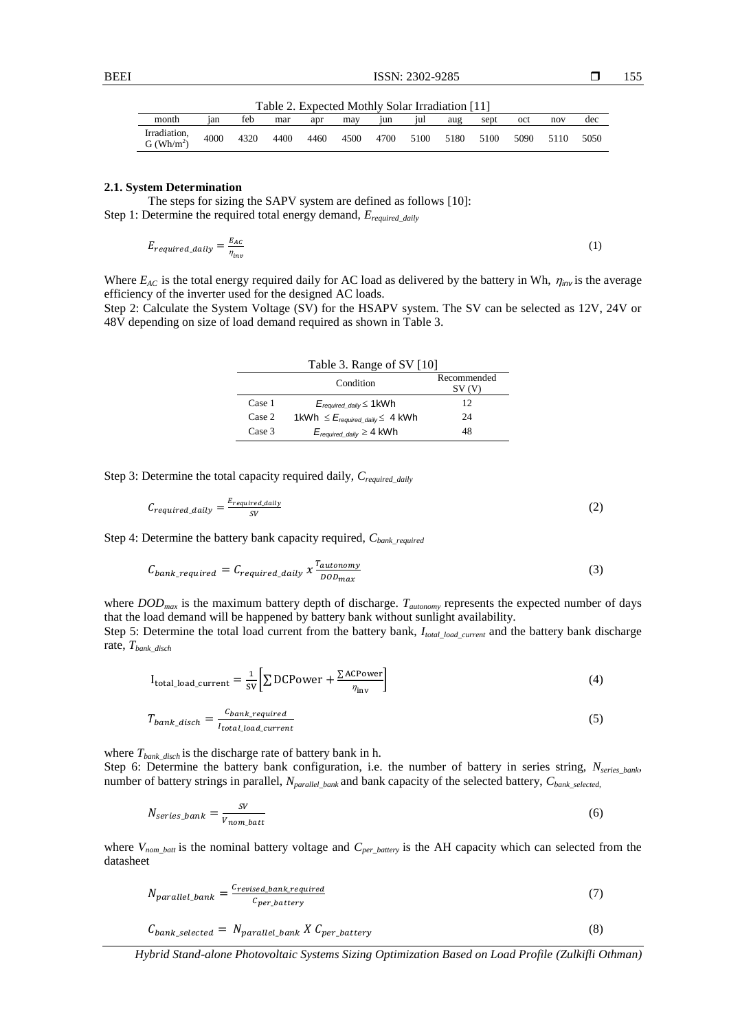Table 2. Expected Mothly Solar Irradiation [11]

| month | jan | feb | mar | apr | may | jun | jul | aug | sept | oct | nov | dec |
|---|---|---|---|---|---|---|---|---|---|---|---|---|
| Irradiation, G ($Wh/m^2$) | 4000 | 4320 | 4400 | 4460 | 4500 | 4700 | 5100 | 5180 | 5100 | 5090 | 5110 | 5050 |

### 2.1. System Determination

The steps for sizing the SAPV system are defined as follows [10]:

Step 1: Determine the required total energy demand, $E_{required\_daily}$

$$E_{required\_daily} = \frac{E_{AC}}{\eta_{inv}} \tag{1}$$

Where $E_{AC}$ is the total energy required daily for AC load as delivered by the battery in Wh, $\eta_{inv}$ is the average efficiency of the inverter used for the designed AC loads.

Step 2: Calculate the System Voltage (SV) for the HSAPV system. The SV can be selected as 12V, 24V or 48V depending on size of load demand required as shown in Table 3.

Table 3. Range of SV [10]

| | Condition | Recommended SV (V) |
|---|---|---|
| Case 1 | $E_{required\_daily} \leq$ 1kWh | 12 |
| Case 2 | 1kWh $\leq E_{required\_daily} \leq$ 4 kWh | 24 |
| Case 3 | $E_{required\_daily} \geq$ 4 kWh | 48 |

Step 3: Determine the total capacity required daily, $C_{required\_daily}$

$$C_{required\_daily} = \frac{E_{required\_daily}}{SV} \tag{2}$$

Step 4: Determine the battery bank capacity required, $C_{bank\_required}$

$$C_{bank\_required} = C_{required\_daily} \; x \; \frac{T_{autonomy}}{DOD_{max}} \tag{3}$$

where $DOD_{max}$ is the maximum battery depth of discharge. $T_{autonomy}$ represents the expected number of days that the load demand will be happened by battery bank without sunlight availability.

Step 5: Determine the total load current from the battery bank, $I_{total\_load\_current}$ and the battery bank discharge rate, $T_{bank\_disch}$

$$\mathrm{I_{total\_load\_current}} = \frac{1}{\mathrm{SV}}\left[\sum \mathrm{DCPower} + \frac{\sum \mathrm{ACPower}}{\eta_{\mathrm{inv}}}\right] \tag{4}$$

$$T_{bank\_disch} = \frac{C_{bank\_required}}{I_{total\_load\_current}} \tag{5}$$

where $T_{bank\_disch}$ is the discharge rate of battery bank in h.

Step 6: Determine the battery bank configuration, i.e. the number of battery in series string, $N_{series\_bank}$, number of battery strings in parallel, $N_{parallel\_bank}$ and bank capacity of the selected battery, $C_{bank\_selected}$,

$$N_{series\_bank} = \frac{SV}{V_{nom\_batt}} \tag{6}$$

where $V_{nom\_batt}$ is the nominal battery voltage and $C_{per\_battery}$ is the AH capacity which can selected from the datasheet

$$N_{parallel\_bank} = \frac{C_{revised\_bank\_required}}{C_{per\_battery}} \tag{7}$$

$$C_{bank\_selected} = N_{parallel\_bank} \; X \; C_{per\_battery} \tag{8}$$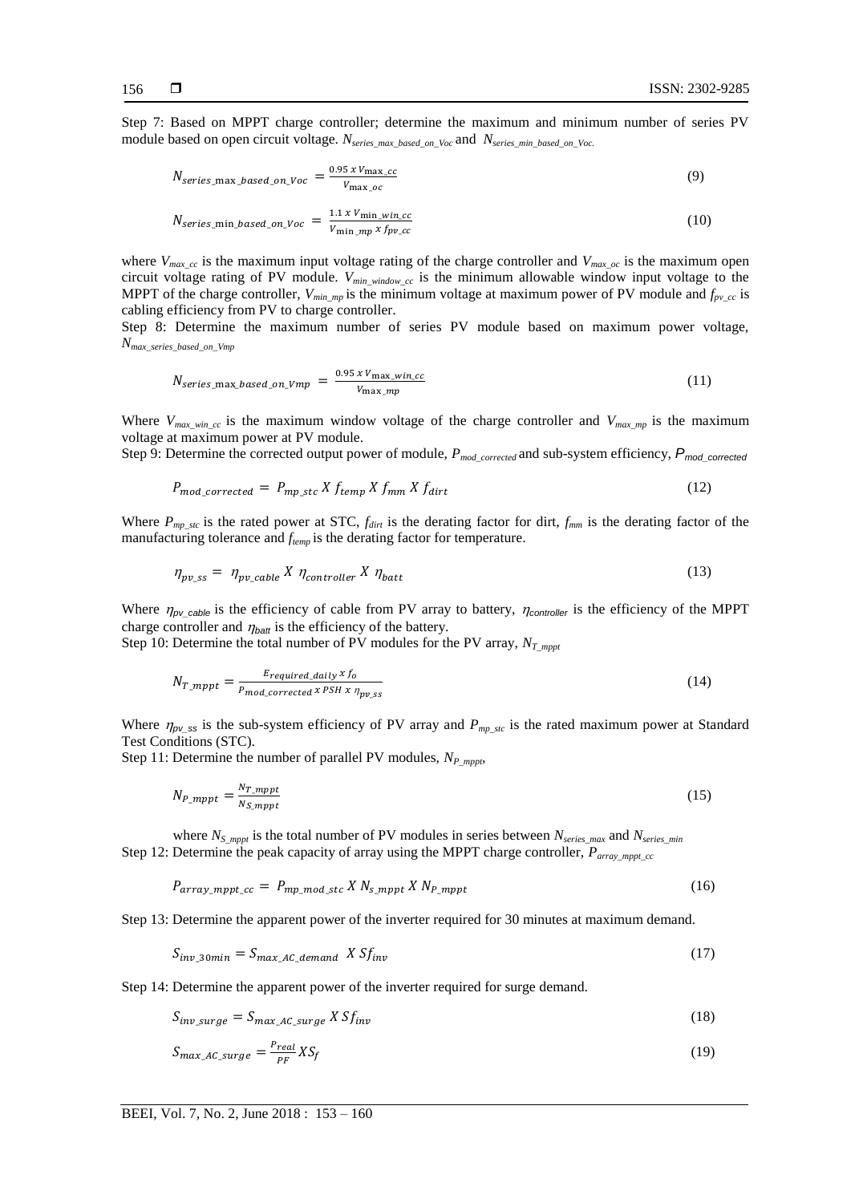Step 7: Based on MPPT charge controller; determine the maximum and minimum number of series PV module based on open circuit voltage. $N_{series\_max\_based\_on\_Voc}$ and $N_{series\_min\_based\_on\_Voc}$.

$$N_{series\_\max\_based\_on\_Voc} = \frac{0.95 \; x \; V_{\max\_cc}}{V_{\max\_oc}} \tag{9}$$

$$N_{series\_\min\_based\_on\_Voc} = \frac{1.1 \; x \; V_{\min\_win\_cc}}{V_{\min\_mp} \; x \; f_{pv\_cc}} \tag{10}$$

where $V_{max\_cc}$ is the maximum input voltage rating of the charge controller and $V_{max\_oc}$ is the maximum open circuit voltage rating of PV module. $V_{min\_window\_cc}$ is the minimum allowable window input voltage to the MPPT of the charge controller, $V_{min\_mp}$ is the minimum voltage at maximum power of PV module and $f_{pv\_cc}$ is cabling efficiency from PV to charge controller.

Step 8: Determine the maximum number of series PV module based on maximum power voltage, $N_{max\_series\_based\_on\_Vmp}$

$$N_{series\_\max\_based\_on\_Vmp} = \frac{0.95 \; x \; V_{\max\_win\_cc}}{V_{\max\_mp}} \tag{11}$$

Where $V_{max\_win\_cc}$ is the maximum window voltage of the charge controller and $V_{max\_mp}$ is the maximum voltage at maximum power at PV module.

Step 9: Determine the corrected output power of module, $P_{mod\_corrected}$ and sub-system efficiency, $P_{mod\_corrected}$

$$P_{mod\_corrected} = P_{mp\_stc} \; X \; f_{temp} \; X \; f_{mm} \; X \; f_{dirt} \tag{12}$$

Where $P_{mp\_stc}$ is the rated power at STC, $f_{dirt}$ is the derating factor for dirt, $f_{mm}$ is the derating factor of the manufacturing tolerance and $f_{temp}$ is the derating factor for temperature.

$$\eta_{pv\_ss} = \eta_{pv\_cable} \; X \; \eta_{controller} \; X \; \eta_{batt} \tag{13}$$

Where $\eta_{pv\_cable}$ is the efficiency of cable from PV array to battery, $\eta_{controller}$ is the efficiency of the MPPT charge controller and $\eta_{batt}$ is the efficiency of the battery.

Step 10: Determine the total number of PV modules for the PV array, $N_{T\_mppt}$

$$N_{T\_mppt} = \frac{E_{required\_daily} \; x \; f_o}{P_{mod\_corrected} \; x \; PSH \; x \; \eta_{pv\_ss}} \tag{14}$$

Where $\eta_{pv\_ss}$ is the sub-system efficiency of PV array and $P_{mp\_stc}$ is the rated maximum power at Standard Test Conditions (STC).

Step 11: Determine the number of parallel PV modules, $N_{P\_mppt}$,

$$N_{P\_mppt} = \frac{N_{T\_mppt}}{N_{S\_mppt}} \tag{15}$$

where $N_{S\_mppt}$ is the total number of PV modules in series between $N_{series\_max}$ and $N_{series\_min}$

Step 12: Determine the peak capacity of array using the MPPT charge controller, $P_{array\_mppt\_cc}$

$$P_{array\_mppt\_cc} = P_{mp\_mod\_stc} \; X \; N_{s\_mppt} \; X \; N_{P\_mppt} \tag{16}$$

Step 13: Determine the apparent power of the inverter required for 30 minutes at maximum demand.

$$S_{inv\_30min} = S_{max\_AC\_demand} \;\; X \; Sf_{inv} \tag{17}$$

Step 14: Determine the apparent power of the inverter required for surge demand.

$$S_{inv\_surge} = S_{max\_AC\_surge} \; X \; Sf_{inv} \tag{18}$$

$$S_{max\_AC\_surge} = \frac{P_{real}}{PF} X S_f \tag{19}$$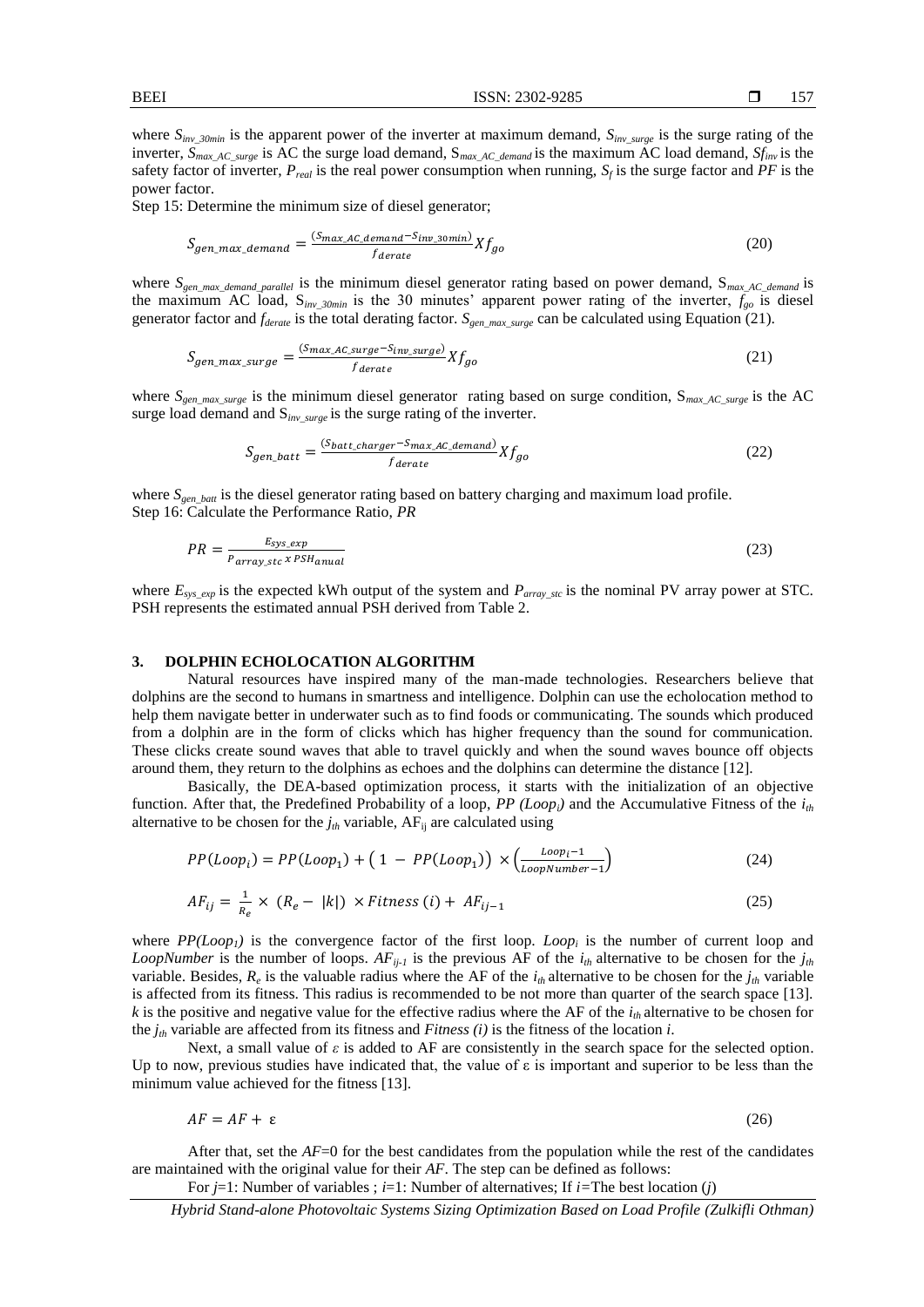where $S_{inv\_30min}$ is the apparent power of the inverter at maximum demand, $S_{inv\_surge}$ is the surge rating of the inverter, $S_{max\_AC\_surge}$ is AC the surge load demand, $S_{max\_AC\_demand}$ is the maximum AC load demand, $Sf_{inv}$ is the safety factor of inverter, $P_{real}$ is the real power consumption when running, $S_f$ is the surge factor and $PF$ is the power factor.

Step 15: Determine the minimum size of diesel generator;

$$S_{gen\_max\_demand} = \frac{(S_{max\_AC\_demand} - S_{inv\_30min})}{f_{derate}} X f_{go} \tag{20}$$

where $S_{gen\_max\_demand\_parallel}$ is the minimum diesel generator rating based on power demand, $S_{max\_AC\_demand}$ is the maximum AC load, $S_{inv\_30min}$ is the 30 minutes' apparent power rating of the inverter, $f_{go}$ is diesel generator factor and $f_{derate}$ is the total derating factor. $S_{gen\_max\_surge}$ can be calculated using Equation (21).

$$S_{gen\_max\_surge} = \frac{(S_{max\_AC\_surge} - S_{inv\_surge})}{f_{derate}} X f_{go} \tag{21}$$

where $S_{gen\_max\_surge}$ is the minimum diesel generator rating based on surge condition, $S_{max\_AC\_surge}$ is the AC surge load demand and $S_{inv\_surge}$ is the surge rating of the inverter.

$$S_{gen\_batt} = \frac{(S_{batt\_charger} - S_{max\_AC\_demand})}{f_{derate}} X f_{go} \tag{22}$$

where $S_{gen\_batt}$ is the diesel generator rating based on battery charging and maximum load profile.

Step 16: Calculate the Performance Ratio, *PR*

$$PR = \frac{E_{sys\_exp}}{P_{array\_stc}\, x\, PSH_{anual}} \tag{23}$$

where $E_{sys\_exp}$ is the expected kWh output of the system and $P_{array\_stc}$ is the nominal PV array power at STC. PSH represents the estimated annual PSH derived from Table 2.

## 3. DOLPHIN ECHOLOCATION ALGORITHM

Natural resources have inspired many of the man-made technologies. Researchers believe that dolphins are the second to humans in smartness and intelligence. Dolphin can use the echolocation method to help them navigate better in underwater such as to find foods or communicating. The sounds which produced from a dolphin are in the form of clicks which has higher frequency than the sound for communication. These clicks create sound waves that able to travel quickly and when the sound waves bounce off objects around them, they return to the dolphins as echoes and the dolphins can determine the distance [12].

Basically, the DEA-based optimization process, it starts with the initialization of an objective function. After that, the Predefined Probability of a loop, $PP\ (Loop_i)$ and the Accumulative Fitness of the $i_{th}$ alternative to be chosen for the $j_{th}$ variable, $AF_{ij}$ are calculated using

$$PP(Loop_i) = PP(Loop_1) + \left(1 - PP(Loop_1)\right) \times \left(\frac{Loop_i - 1}{LoopNumber - 1}\right) \tag{24}$$

$$AF_{ij} = \frac{1}{R_e} \times (R_e - |k|) \times Fitness\,(i) + AF_{ij-1} \tag{25}$$

where $PP(Loop_1)$ is the convergence factor of the first loop. $Loop_i$ is the number of current loop and *LoopNumber* is the number of loops. $AF_{ij-1}$ is the previous AF of the $i_{th}$ alternative to be chosen for the $j_{th}$ variable. Besides, $R_e$ is the valuable radius where the AF of the $i_{th}$ alternative to be chosen for the $j_{th}$ variable is affected from its fitness. This radius is recommended to be not more than quarter of the search space [13]. $k$ is the positive and negative value for the effective radius where the AF of the $i_{th}$ alternative to be chosen for the $j_{th}$ variable are affected from its fitness and *Fitness (i)* is the fitness of the location *i*.

Next, a small value of $\varepsilon$ is added to AF are consistently in the search space for the selected option. Up to now, previous studies have indicated that, the value of ε is important and superior to be less than the minimum value achieved for the fitness [13].

$$AF = AF + \varepsilon \tag{26}$$

After that, set the $AF$=0 for the best candidates from the population while the rest of the candidates are maintained with the original value for their $AF$. The step can be defined as follows:

For $j$=1: Number of variables ; $i$=1: Number of alternatives; If $i$=The best location ($j$)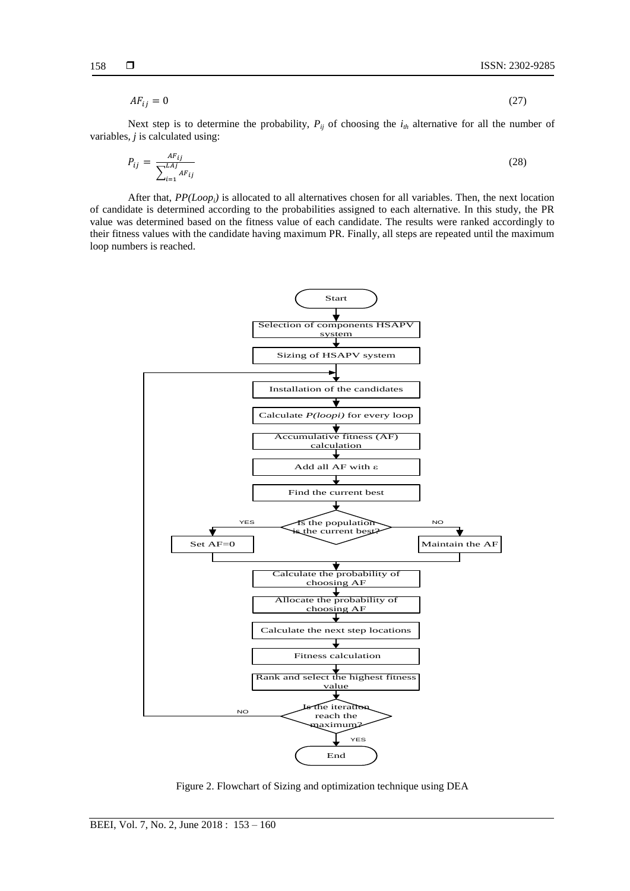$$AF_{ij} = 0 \quad (27)$$

Next step is to determine the probability, $P_{ij}$ of choosing the $i_{th}$ alternative for all the number of variables, $j$ is calculated using:

$$P_{ij} = \frac{AF_{ij}}{\sum_{i=1}^{LAj} AF_{ij}} \quad (28)$$

After that, $PP(Loop_i)$ is allocated to all alternatives chosen for all variables. Then, the next location of candidate is determined according to the probabilities assigned to each alternative. In this study, the PR value was determined based on the fitness value of each candidate. The results were ranked accordingly to their fitness values with the candidate having maximum PR. Finally, all steps are repeated until the maximum loop numbers is reached.

Figure 2. Flowchart of Sizing and optimization technique using DEA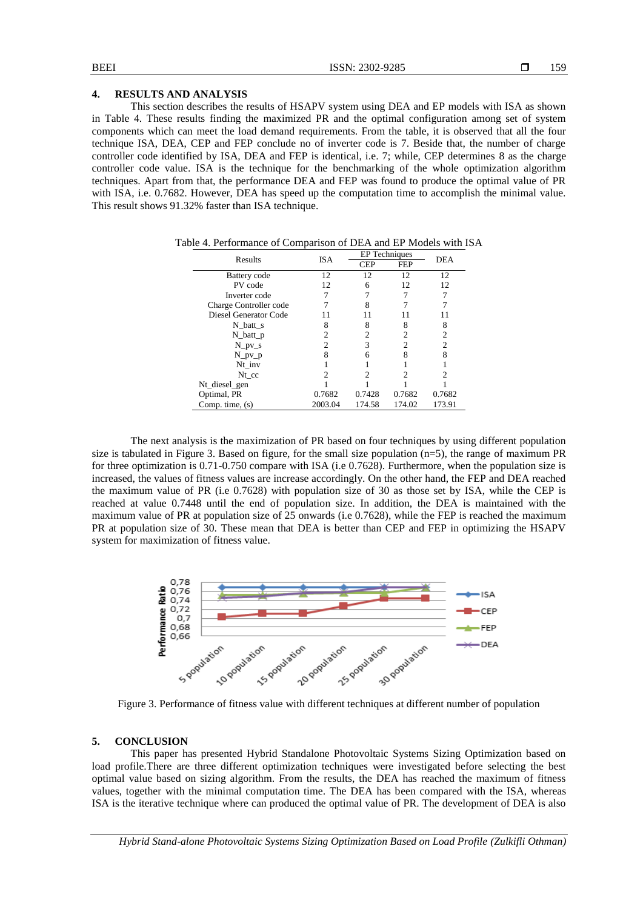## 4. RESULTS AND ANALYSIS

This section describes the results of HSAPV system using DEA and EP models with ISA as shown in Table 4. These results finding the maximized PR and the optimal configuration among set of system components which can meet the load demand requirements. From the table, it is observed that all the four technique ISA, DEA, CEP and FEP conclude no of inverter code is 7. Beside that, the number of charge controller code identified by ISA, DEA and FEP is identical, i.e. 7; while, CEP determines 8 as the charge controller code value. ISA is the technique for the benchmarking of the whole optimization algorithm techniques. Apart from that, the performance DEA and FEP was found to produce the optimal value of PR with ISA, i.e. 0.7682. However, DEA has speed up the computation time to accomplish the minimal value. This result shows 91.32% faster than ISA technique.

Table 4. Performance of Comparison of DEA and EP Models with ISA

| Results | ISA | EP Techniques | | DEA |
|---|---|---|---|---|
| | | CEP | FEP | |
| Battery code | 12 | 12 | 12 | 12 |
| PV code | 12 | 6 | 12 | 12 |
| Inverter code | 7 | 7 | 7 | 7 |
| Charge Controller code | 7 | 8 | 7 | 7 |
| Diesel Generator Code | 11 | 11 | 11 | 11 |
| N_batt_s | 8 | 8 | 8 | 8 |
| N_batt_p | 2 | 2 | 2 | 2 |
| N_pv_s | 2 | 3 | 2 | 2 |
| N_pv_p | 8 | 6 | 8 | 8 |
| Nt_inv | 1 | 1 | 1 | 1 |
| Nt_cc | 2 | 2 | 2 | 2 |
| Nt_diesel_gen | 1 | 1 | 1 | 1 |
| Optimal, PR | 0.7682 | 0.7428 | 0.7682 | 0.7682 |
| Comp. time, (s) | 2003.04 | 174.58 | 174.02 | 173.91 |

The next analysis is the maximization of PR based on four techniques by using different population size is tabulated in Figure 3. Based on figure, for the small size population (n=5), the range of maximum PR for three optimization is 0.71-0.750 compare with ISA (i.e 0.7628). Furthermore, when the population size is increased, the values of fitness values are increase accordingly. On the other hand, the FEP and DEA reached the maximum value of PR (i.e 0.7628) with population size of 30 as those set by ISA, while the CEP is reached at value 0.7448 until the end of population size. In addition, the DEA is maintained with the maximum value of PR at population size of 25 onwards (i.e 0.7628), while the FEP is reached the maximum PR at population size of 30. These mean that DEA is better than CEP and FEP in optimizing the HSAPV system for maximization of fitness value.

Figure 3. Performance of fitness value with different techniques at different number of population

## 5. CONCLUSION

This paper has presented Hybrid Standalone Photovoltaic Systems Sizing Optimization based on load profile.There are three different optimization techniques were investigated before selecting the best optimal value based on sizing algorithm. From the results, the DEA has reached the maximum of fitness values, together with the minimal computation time. The DEA has been compared with the ISA, whereas ISA is the iterative technique where can produced the optimal value of PR. The development of DEA is also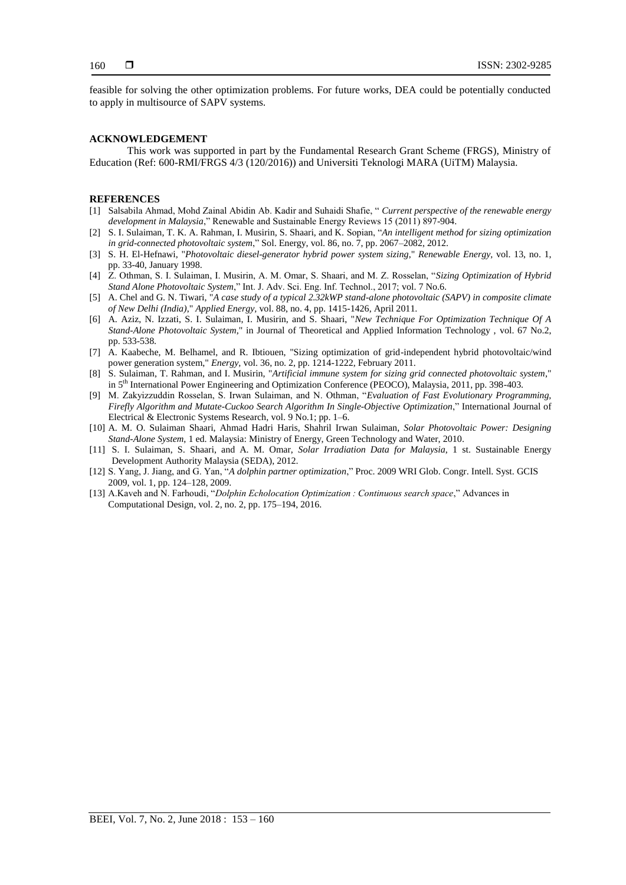feasible for solving the other optimization problems. For future works, DEA could be potentially conducted to apply in multisource of SAPV systems.

## ACKNOWLEDGEMENT

This work was supported in part by the Fundamental Research Grant Scheme (FRGS), Ministry of Education (Ref: 600-RMI/FRGS 4/3 (120/2016)) and Universiti Teknologi MARA (UiTM) Malaysia.

## REFERENCES

[1] Salsabila Ahmad, Mohd Zainal Abidin Ab. Kadir and Suhaidi Shafie, " *Current perspective of the renewable energy development in Malaysia*," Renewable and Sustainable Energy Reviews 15 (2011) 897-904.

[2] S. I. Sulaiman, T. K. A. Rahman, I. Musirin, S. Shaari, and K. Sopian, "*An intelligent method for sizing optimization in grid-connected photovoltaic system*," Sol. Energy, vol. 86, no. 7, pp. 2067–2082, 2012.

[3] S. H. El-Hefnawi, "*Photovoltaic diesel-generator hybrid power system sizing*," *Renewable Energy*, vol. 13, no. 1, pp. 33-40, January 1998.

[4] Z. Othman, S. I. Sulaiman, I. Musirin, A. M. Omar, S. Shaari, and M. Z. Rosselan, "*Sizing Optimization of Hybrid Stand Alone Photovoltaic System*," Int. J. Adv. Sci. Eng. Inf. Technol., 2017; vol. 7 No.6.

[5] A. Chel and G. N. Tiwari, "*A case study of a typical 2.32kWP stand-alone photovoltaic (SAPV) in composite climate of New Delhi (India)*," *Applied Energy*, vol. 88, no. 4, pp. 1415-1426, April 2011.

[6] A. Aziz, N. Izzati, S. I. Sulaiman, I. Musirin, and S. Shaari, "*New Technique For Optimization Technique Of A Stand-Alone Photovoltaic System*," in Journal of Theoretical and Applied Information Technology , vol. 67 No.2, pp. 533-538.

[7] A. Kaabeche, M. Belhamel, and R. Ibtiouen, "Sizing optimization of grid-independent hybrid photovoltaic/wind power generation system," *Energy*, vol. 36, no. 2, pp. 1214-1222, February 2011.

[8] S. Sulaiman, T. Rahman, and I. Musirin, "*Artificial immune system for sizing grid connected photovoltaic system*," in 5th International Power Engineering and Optimization Conference (PEOCO), Malaysia, 2011, pp. 398-403.

[9] M. Zakyizzuddin Rosselan, S. Irwan Sulaiman, and N. Othman, "*Evaluation of Fast Evolutionary Programming, Firefly Algorithm and Mutate-Cuckoo Search Algorithm In Single-Objective Optimization*," International Journal of Electrical & Electronic Systems Research, vol. 9 No.1; pp. 1–6.

[10] A. M. O. Sulaiman Shaari, Ahmad Hadri Haris, Shahril Irwan Sulaiman, *Solar Photovoltaic Power: Designing Stand-Alone System*, 1 ed. Malaysia: Ministry of Energy, Green Technology and Water, 2010.

[11] S. I. Sulaiman, S. Shaari, and A. M. Omar, *Solar Irradiation Data for Malaysia*, 1 st. Sustainable Energy Development Authority Malaysia (SEDA), 2012.

[12] S. Yang, J. Jiang, and G. Yan, "*A dolphin partner optimization*," Proc. 2009 WRI Glob. Congr. Intell. Syst. GCIS 2009, vol. 1, pp. 124–128, 2009.

[13] A.Kaveh and N. Farhoudi, "*Dolphin Echolocation Optimization : Continuous search space*," Advances in Computational Design, vol. 2, no. 2, pp. 175–194, 2016.